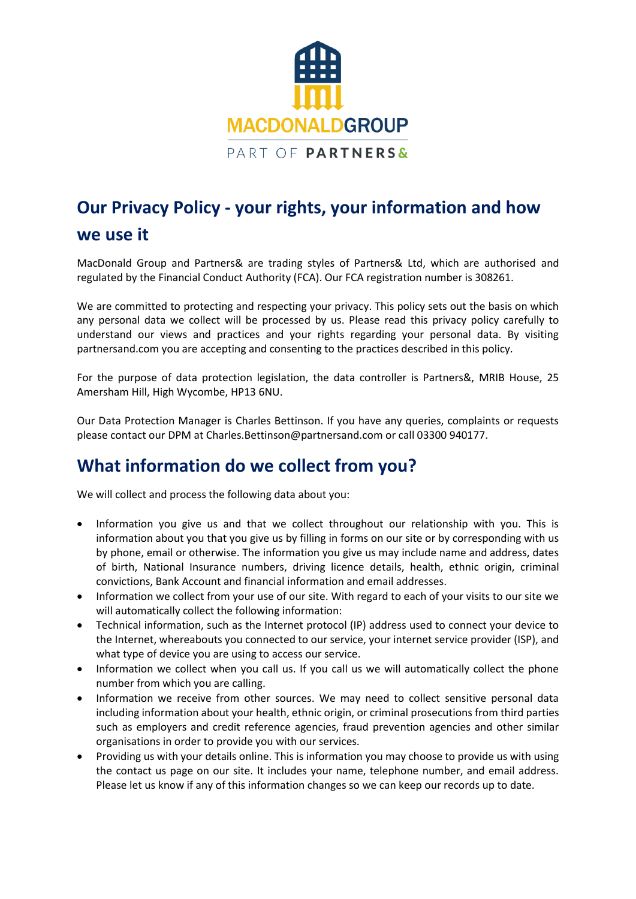MACDONALDGROUP

PART OF PARTNERS&

# Our Privacy Policy - your rights, your information and how we use it

MacDonald Group and Partners& are trading styles of Partners& Ltd, which are authorised and regulated by the Financial Conduct Authority (FCA). Our FCA registration number is 308261.

We are committed to protecting and respecting your privacy. This policy sets out the basis on which any personal data we collect will be processed by us. Please read this privacy policy carefully to understand our views and practices and your rights regarding your personal data. By visiting partnersand.com you are accepting and consenting to the practices described in this policy.

For the purpose of data protection legislation, the data controller is Partners&, MRIB House, 25 Amersham Hill, High Wycombe, HP13 6NU.

Our Data Protection Manager is Charles Bettinson. If you have any queries, complaints or requests please contact our DPM at Charles.Bettinson@partnersand.com or call 03300 940177.

## What information do we collect from you?

We will collect and process the following data about you:

- Information you give us and that we collect throughout our relationship with you. This is information about you that you give us by filling in forms on our site or by corresponding with us by phone, email or otherwise. The information you give us may include name and address, dates of birth, National Insurance numbers, driving licence details, health, ethnic origin, criminal convictions, Bank Account and financial information and email addresses.
- Information we collect from your use of our site. With regard to each of your visits to our site we will automatically collect the following information:
- Technical information, such as the Internet protocol (IP) address used to connect your device to the Internet, whereabouts you connected to our service, your internet service provider (ISP), and what type of device you are using to access our service.
- Information we collect when you call us. If you call us we will automatically collect the phone number from which you are calling.
- Information we receive from other sources. We may need to collect sensitive personal data including information about your health, ethnic origin, or criminal prosecutions from third parties such as employers and credit reference agencies, fraud prevention agencies and other similar organisations in order to provide you with our services.
- Providing us with your details online. This is information you may choose to provide us with using the contact us page on our site. It includes your name, telephone number, and email address. Please let us know if any of this information changes so we can keep our records up to date.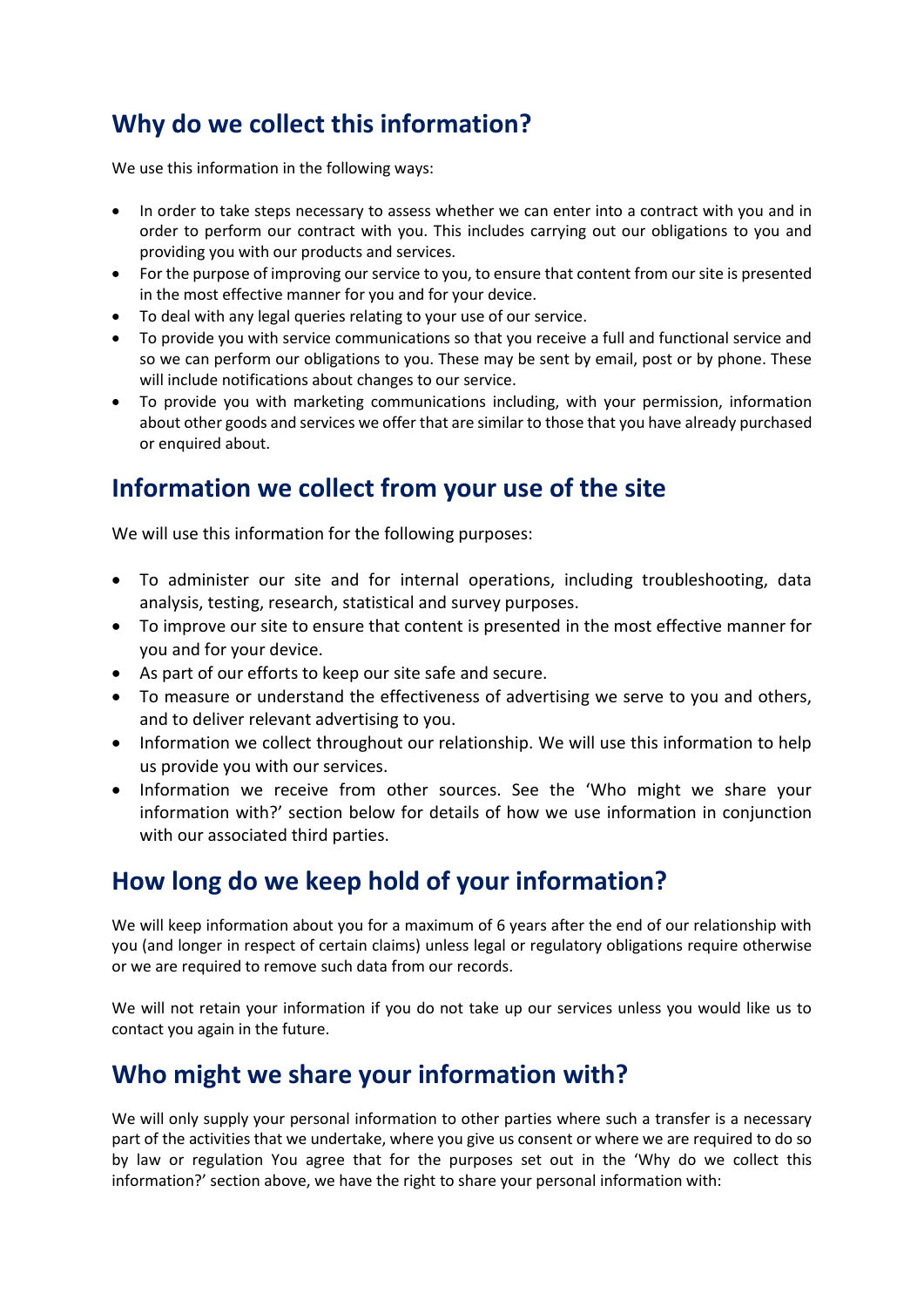## Why do we collect this information?

We use this information in the following ways:

- In order to take steps necessary to assess whether we can enter into a contract with you and in order to perform our contract with you. This includes carrying out our obligations to you and providing you with our products and services.
- For the purpose of improving our service to you, to ensure that content from our site is presented in the most effective manner for you and for your device.
- To deal with any legal queries relating to your use of our service.
- To provide you with service communications so that you receive a full and functional service and so we can perform our obligations to you. These may be sent by email, post or by phone. These will include notifications about changes to our service.
- To provide you with marketing communications including, with your permission, information about other goods and services we offer that are similar to those that you have already purchased or enquired about.

## Information we collect from your use of the site

We will use this information for the following purposes:

- To administer our site and for internal operations, including troubleshooting, data analysis, testing, research, statistical and survey purposes.
- To improve our site to ensure that content is presented in the most effective manner for you and for your device.
- As part of our efforts to keep our site safe and secure.
- To measure or understand the effectiveness of advertising we serve to you and others, and to deliver relevant advertising to you.
- Information we collect throughout our relationship. We will use this information to help us provide you with our services.
- Information we receive from other sources. See the 'Who might we share your information with?' section below for details of how we use information in conjunction with our associated third parties.

## How long do we keep hold of your information?

We will keep information about you for a maximum of 6 years after the end of our relationship with you (and longer in respect of certain claims) unless legal or regulatory obligations require otherwise or we are required to remove such data from our records.

We will not retain your information if you do not take up our services unless you would like us to contact you again in the future.

## Who might we share your information with?

We will only supply your personal information to other parties where such a transfer is a necessary part of the activities that we undertake, where you give us consent or where we are required to do so by law or regulation You agree that for the purposes set out in the 'Why do we collect this information?' section above, we have the right to share your personal information with: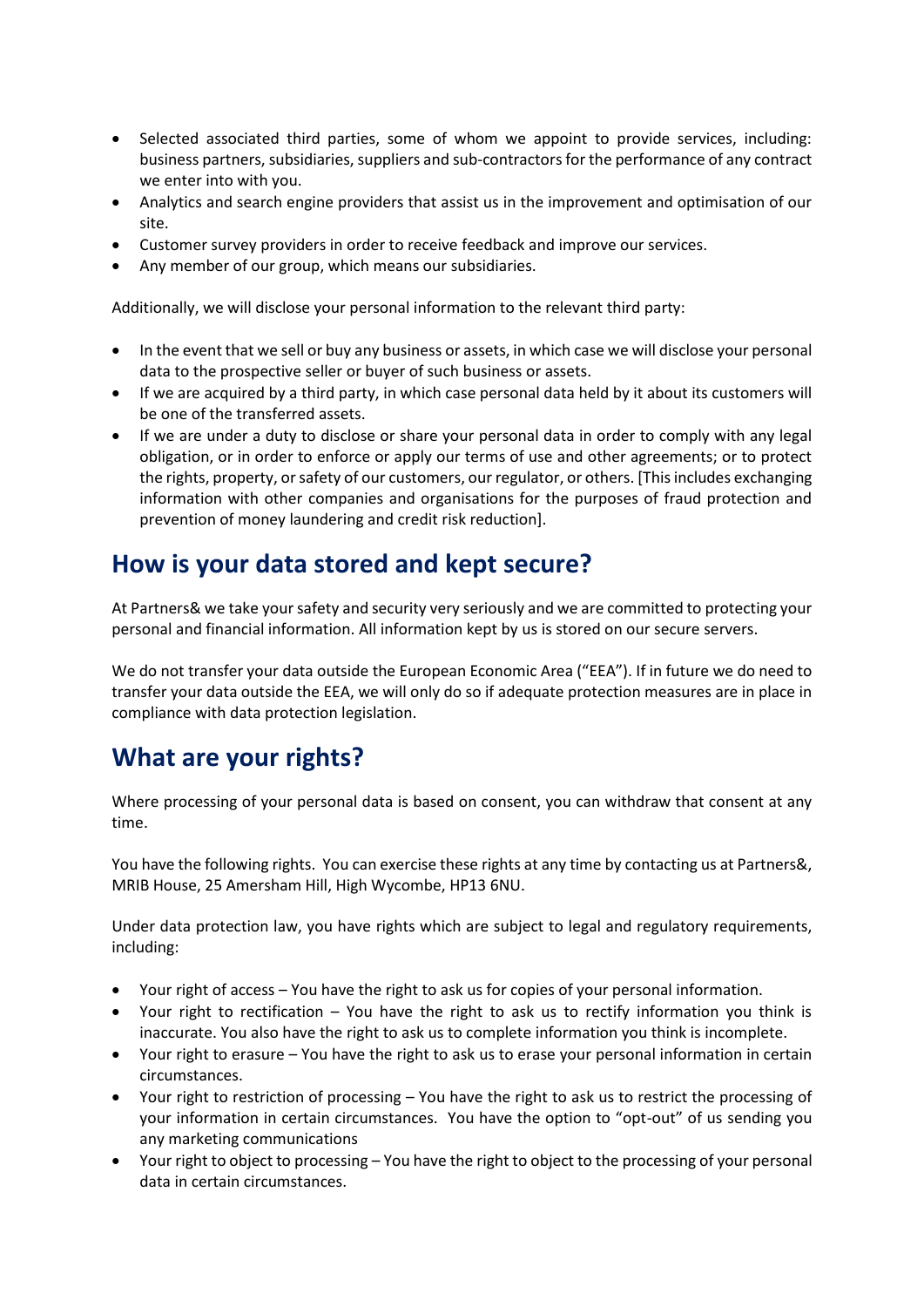- Selected associated third parties, some of whom we appoint to provide services, including: business partners, subsidiaries, suppliers and sub-contractors for the performance of any contract we enter into with you.
- Analytics and search engine providers that assist us in the improvement and optimisation of our site.
- Customer survey providers in order to receive feedback and improve our services.
- Any member of our group, which means our subsidiaries.

Additionally, we will disclose your personal information to the relevant third party:

- In the event that we sell or buy any business or assets, in which case we will disclose your personal data to the prospective seller or buyer of such business or assets.
- If we are acquired by a third party, in which case personal data held by it about its customers will be one of the transferred assets.
- If we are under a duty to disclose or share your personal data in order to comply with any legal obligation, or in order to enforce or apply our terms of use and other agreements; or to protect the rights, property, or safety of our customers, our regulator, or others. [This includes exchanging information with other companies and organisations for the purposes of fraud protection and prevention of money laundering and credit risk reduction].

## How is your data stored and kept secure?

At Partners& we take your safety and security very seriously and we are committed to protecting your personal and financial information. All information kept by us is stored on our secure servers.

We do not transfer your data outside the European Economic Area ("EEA"). If in future we do need to transfer your data outside the EEA, we will only do so if adequate protection measures are in place in compliance with data protection legislation.

## What are your rights?

Where processing of your personal data is based on consent, you can withdraw that consent at any time.

You have the following rights. You can exercise these rights at any time by contacting us at Partners&, MRIB House, 25 Amersham Hill, High Wycombe, HP13 6NU.

Under data protection law, you have rights which are subject to legal and regulatory requirements, including:

- Your right of access – You have the right to ask us for copies of your personal information.
- Your right to rectification – You have the right to ask us to rectify information you think is inaccurate. You also have the right to ask us to complete information you think is incomplete.
- Your right to erasure – You have the right to ask us to erase your personal information in certain circumstances.
- Your right to restriction of processing – You have the right to ask us to restrict the processing of your information in certain circumstances. You have the option to "opt-out" of us sending you any marketing communications
- Your right to object to processing – You have the right to object to the processing of your personal data in certain circumstances.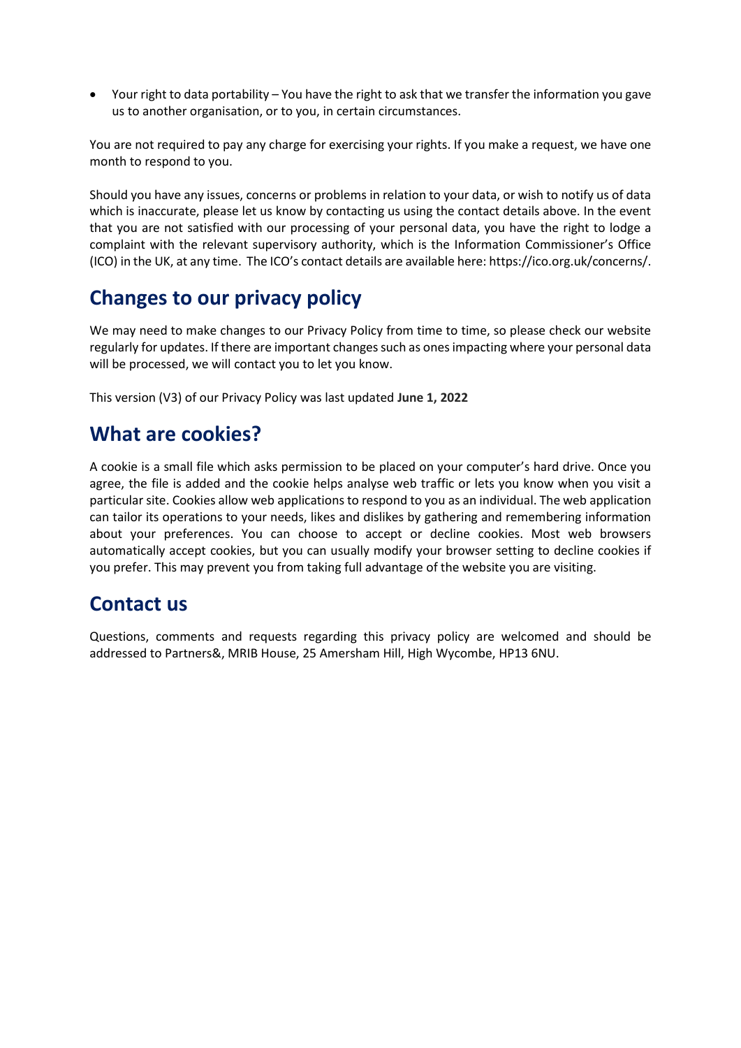- Your right to data portability – You have the right to ask that we transfer the information you gave us to another organisation, or to you, in certain circumstances.

You are not required to pay any charge for exercising your rights. If you make a request, we have one month to respond to you.

Should you have any issues, concerns or problems in relation to your data, or wish to notify us of data which is inaccurate, please let us know by contacting us using the contact details above. In the event that you are not satisfied with our processing of your personal data, you have the right to lodge a complaint with the relevant supervisory authority, which is the Information Commissioner's Office (ICO) in the UK, at any time. The ICO's contact details are available here: https://ico.org.uk/concerns/.

## Changes to our privacy policy

We may need to make changes to our Privacy Policy from time to time, so please check our website regularly for updates. If there are important changes such as ones impacting where your personal data will be processed, we will contact you to let you know.

This version (V3) of our Privacy Policy was last updated **June 1, 2022**

## What are cookies?

A cookie is a small file which asks permission to be placed on your computer's hard drive. Once you agree, the file is added and the cookie helps analyse web traffic or lets you know when you visit a particular site. Cookies allow web applications to respond to you as an individual. The web application can tailor its operations to your needs, likes and dislikes by gathering and remembering information about your preferences. You can choose to accept or decline cookies. Most web browsers automatically accept cookies, but you can usually modify your browser setting to decline cookies if you prefer. This may prevent you from taking full advantage of the website you are visiting.

## Contact us

Questions, comments and requests regarding this privacy policy are welcomed and should be addressed to Partners&, MRIB House, 25 Amersham Hill, High Wycombe, HP13 6NU.